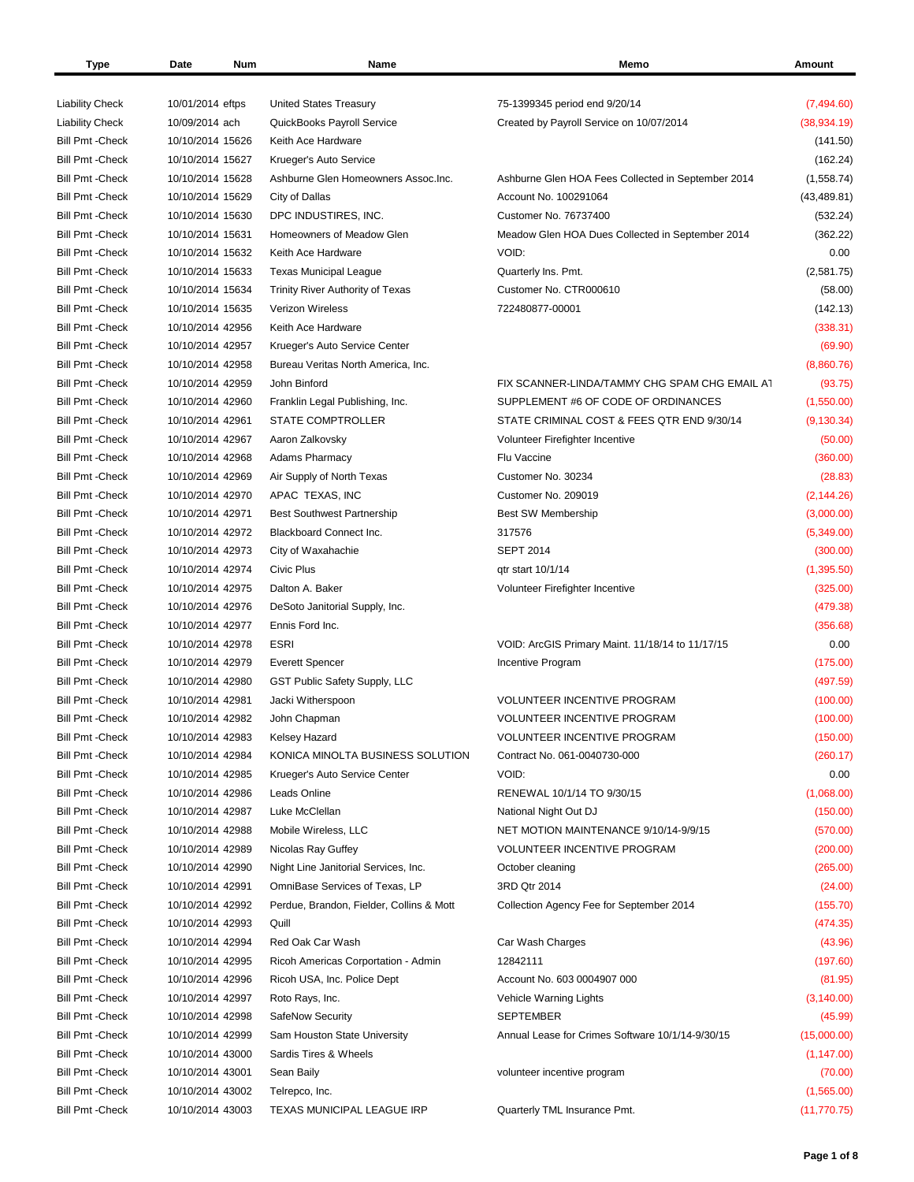| Type | Date | Num | Name | Memo | Amount |
|---|---|---|---|---|---|
| Liability Check | 10/01/2014 | eftps | United States Treasury | 75-1399345 period end 9/20/14 | (7,494.60) |
| Liability Check | 10/09/2014 | ach | QuickBooks Payroll Service | Created by Payroll Service on 10/07/2014 | (38,934.19) |
| Bill Pmt -Check | 10/10/2014 | 15626 | Keith Ace Hardware | | (141.50) |
| Bill Pmt -Check | 10/10/2014 | 15627 | Krueger's Auto Service | | (162.24) |
| Bill Pmt -Check | 10/10/2014 | 15628 | Ashburne Glen Homeowners Assoc.Inc. | Ashburne Glen HOA Fees Collected in September 2014 | (1,558.74) |
| Bill Pmt -Check | 10/10/2014 | 15629 | City of Dallas | Account No. 100291064 | (43,489.81) |
| Bill Pmt -Check | 10/10/2014 | 15630 | DPC INDUSTIRES, INC. | Customer No. 76737400 | (532.24) |
| Bill Pmt -Check | 10/10/2014 | 15631 | Homeowners of Meadow Glen | Meadow Glen HOA Dues Collected in September 2014 | (362.22) |
| Bill Pmt -Check | 10/10/2014 | 15632 | Keith Ace Hardware | VOID: | 0.00 |
| Bill Pmt -Check | 10/10/2014 | 15633 | Texas Municipal League | Quarterly Ins. Pmt. | (2,581.75) |
| Bill Pmt -Check | 10/10/2014 | 15634 | Trinity River Authority of Texas | Customer No. CTR000610 | (58.00) |
| Bill Pmt -Check | 10/10/2014 | 15635 | Verizon Wireless | 722480877-00001 | (142.13) |
| Bill Pmt -Check | 10/10/2014 | 42956 | Keith Ace Hardware | | (338.31) |
| Bill Pmt -Check | 10/10/2014 | 42957 | Krueger's Auto Service Center | | (69.90) |
| Bill Pmt -Check | 10/10/2014 | 42958 | Bureau Veritas North America, Inc. | | (8,860.76) |
| Bill Pmt -Check | 10/10/2014 | 42959 | John Binford | FIX SCANNER-LINDA/TAMMY CHG SPAM CHG EMAIL AT | (93.75) |
| Bill Pmt -Check | 10/10/2014 | 42960 | Franklin Legal Publishing, Inc. | SUPPLEMENT #6 OF CODE OF ORDINANCES | (1,550.00) |
| Bill Pmt -Check | 10/10/2014 | 42961 | STATE COMPTROLLER | STATE CRIMINAL COST & FEES QTR END 9/30/14 | (9,130.34) |
| Bill Pmt -Check | 10/10/2014 | 42967 | Aaron Zalkovsky | Volunteer Firefighter Incentive | (50.00) |
| Bill Pmt -Check | 10/10/2014 | 42968 | Adams Pharmacy | Flu Vaccine | (360.00) |
| Bill Pmt -Check | 10/10/2014 | 42969 | Air Supply of North Texas | Customer No. 30234 | (28.83) |
| Bill Pmt -Check | 10/10/2014 | 42970 | APAC TEXAS, INC | Customer No. 209019 | (2,144.26) |
| Bill Pmt -Check | 10/10/2014 | 42971 | Best Southwest Partnership | Best SW Membership | (3,000.00) |
| Bill Pmt -Check | 10/10/2014 | 42972 | Blackboard Connect Inc. | 317576 | (5,349.00) |
| Bill Pmt -Check | 10/10/2014 | 42973 | City of Waxahachie | SEPT 2014 | (300.00) |
| Bill Pmt -Check | 10/10/2014 | 42974 | Civic Plus | qtr start 10/1/14 | (1,395.50) |
| Bill Pmt -Check | 10/10/2014 | 42975 | Dalton A. Baker | Volunteer Firefighter Incentive | (325.00) |
| Bill Pmt -Check | 10/10/2014 | 42976 | DeSoto Janitorial Supply, Inc. | | (479.38) |
| Bill Pmt -Check | 10/10/2014 | 42977 | Ennis Ford Inc. | | (356.68) |
| Bill Pmt -Check | 10/10/2014 | 42978 | ESRI | VOID: ArcGIS Primary Maint. 11/18/14 to 11/17/15 | 0.00 |
| Bill Pmt -Check | 10/10/2014 | 42979 | Everett Spencer | Incentive Program | (175.00) |
| Bill Pmt -Check | 10/10/2014 | 42980 | GST Public Safety Supply, LLC | | (497.59) |
| Bill Pmt -Check | 10/10/2014 | 42981 | Jacki Witherspoon | VOLUNTEER INCENTIVE PROGRAM | (100.00) |
| Bill Pmt -Check | 10/10/2014 | 42982 | John Chapman | VOLUNTEER INCENTIVE PROGRAM | (100.00) |
| Bill Pmt -Check | 10/10/2014 | 42983 | Kelsey Hazard | VOLUNTEER INCENTIVE PROGRAM | (150.00) |
| Bill Pmt -Check | 10/10/2014 | 42984 | KONICA MINOLTA BUSINESS SOLUTION | Contract No. 061-0040730-000 | (260.17) |
| Bill Pmt -Check | 10/10/2014 | 42985 | Krueger's Auto Service Center | VOID: | 0.00 |
| Bill Pmt -Check | 10/10/2014 | 42986 | Leads Online | RENEWAL 10/1/14 TO 9/30/15 | (1,068.00) |
| Bill Pmt -Check | 10/10/2014 | 42987 | Luke McClellan | National Night Out DJ | (150.00) |
| Bill Pmt -Check | 10/10/2014 | 42988 | Mobile Wireless, LLC | NET MOTION MAINTENANCE 9/10/14-9/9/15 | (570.00) |
| Bill Pmt -Check | 10/10/2014 | 42989 | Nicolas Ray Guffey | VOLUNTEER INCENTIVE PROGRAM | (200.00) |
| Bill Pmt -Check | 10/10/2014 | 42990 | Night Line Janitorial Services, Inc. | October cleaning | (265.00) |
| Bill Pmt -Check | 10/10/2014 | 42991 | OmniBase Services of Texas, LP | 3RD Qtr 2014 | (24.00) |
| Bill Pmt -Check | 10/10/2014 | 42992 | Perdue, Brandon, Fielder, Collins & Mott | Collection Agency Fee for September 2014 | (155.70) |
| Bill Pmt -Check | 10/10/2014 | 42993 | Quill | | (474.35) |
| Bill Pmt -Check | 10/10/2014 | 42994 | Red Oak Car Wash | Car Wash Charges | (43.96) |
| Bill Pmt -Check | 10/10/2014 | 42995 | Ricoh Americas Corportation - Admin | 12842111 | (197.60) |
| Bill Pmt -Check | 10/10/2014 | 42996 | Ricoh USA, Inc. Police Dept | Account No. 603 0004907 000 | (81.95) |
| Bill Pmt -Check | 10/10/2014 | 42997 | Roto Rays, Inc. | Vehicle Warning Lights | (3,140.00) |
| Bill Pmt -Check | 10/10/2014 | 42998 | SafeNow Security | SEPTEMBER | (45.99) |
| Bill Pmt -Check | 10/10/2014 | 42999 | Sam Houston State University | Annual Lease for Crimes Software 10/1/14-9/30/15 | (15,000.00) |
| Bill Pmt -Check | 10/10/2014 | 43000 | Sardis Tires & Wheels | | (1,147.00) |
| Bill Pmt -Check | 10/10/2014 | 43001 | Sean Baily | volunteer incentive program | (70.00) |
| Bill Pmt -Check | 10/10/2014 | 43002 | Telrepco, Inc. | | (1,565.00) |
| Bill Pmt -Check | 10/10/2014 | 43003 | TEXAS MUNICIPAL LEAGUE IRP | Quarterly TML Insurance Pmt. | (11,770.75) |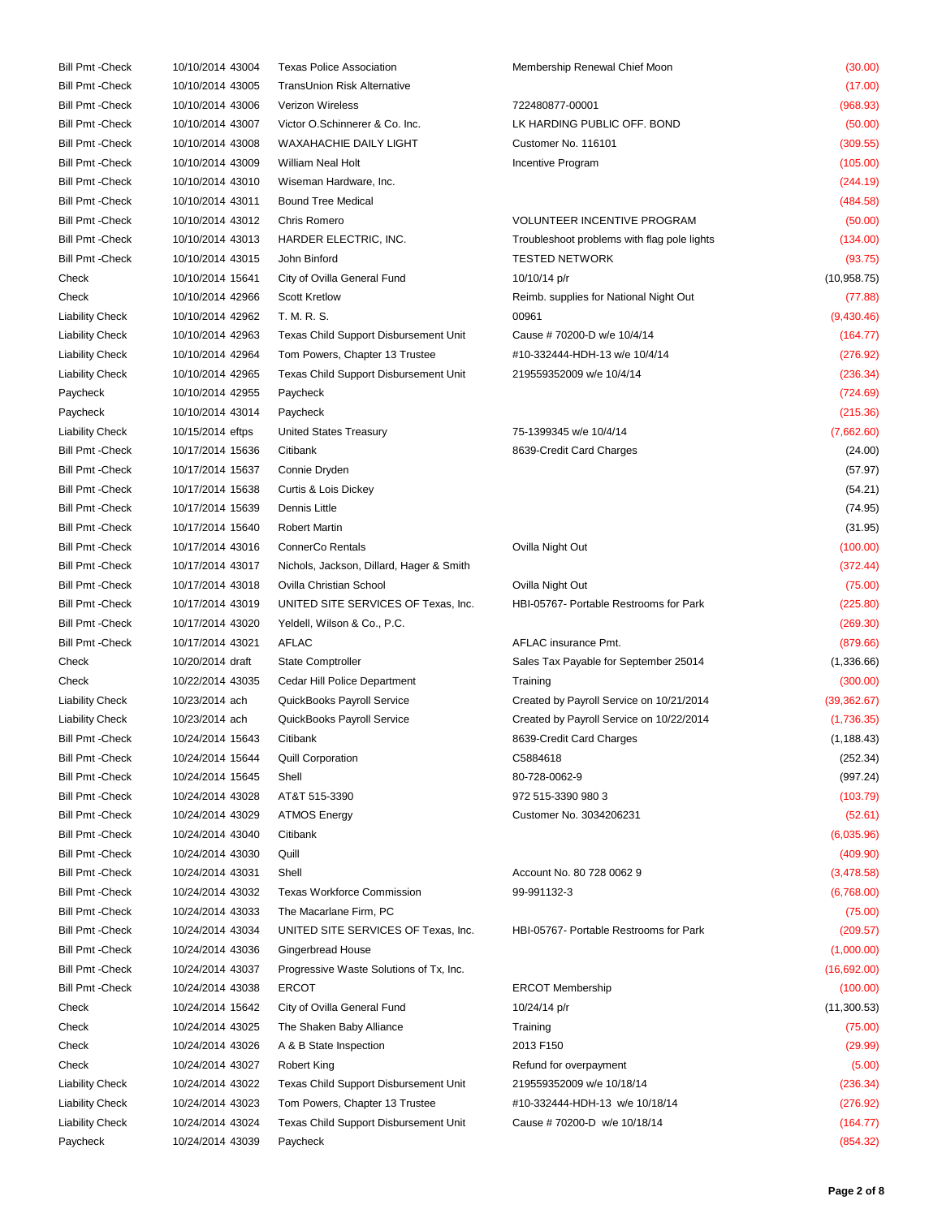| Type | Date | Num | Name | Memo | Amount |
|---|---|---|---|---|---|
| Bill Pmt -Check | 10/10/2014 | 43004 | Texas Police Association | Membership Renewal Chief Moon | (30.00) |
| Bill Pmt -Check | 10/10/2014 | 43005 | TransUnion Risk Alternative | | (17.00) |
| Bill Pmt -Check | 10/10/2014 | 43006 | Verizon Wireless | 722480877-00001 | (968.93) |
| Bill Pmt -Check | 10/10/2014 | 43007 | Victor O.Schinnerer & Co. Inc. | LK HARDING PUBLIC OFF. BOND | (50.00) |
| Bill Pmt -Check | 10/10/2014 | 43008 | WAXAHACHIE DAILY LIGHT | Customer No. 116101 | (309.55) |
| Bill Pmt -Check | 10/10/2014 | 43009 | William Neal Holt | Incentive Program | (105.00) |
| Bill Pmt -Check | 10/10/2014 | 43010 | Wiseman Hardware, Inc. | | (244.19) |
| Bill Pmt -Check | 10/10/2014 | 43011 | Bound Tree Medical | | (484.58) |
| Bill Pmt -Check | 10/10/2014 | 43012 | Chris Romero | VOLUNTEER INCENTIVE PROGRAM | (50.00) |
| Bill Pmt -Check | 10/10/2014 | 43013 | HARDER ELECTRIC, INC. | Troubleshoot problems with flag pole lights | (134.00) |
| Bill Pmt -Check | 10/10/2014 | 43015 | John Binford | TESTED NETWORK | (93.75) |
| Check | 10/10/2014 | 15641 | City of Ovilla General Fund | 10/10/14 p/r | (10,958.75) |
| Check | 10/10/2014 | 42966 | Scott Kretlow | Reimb. supplies for National Night Out | (77.88) |
| Liability Check | 10/10/2014 | 42962 | T. M. R. S. | 00961 | (9,430.46) |
| Liability Check | 10/10/2014 | 42963 | Texas Child Support Disbursement Unit | Cause # 70200-D w/e 10/4/14 | (164.77) |
| Liability Check | 10/10/2014 | 42964 | Tom Powers, Chapter 13 Trustee | #10-332444-HDH-13 w/e 10/4/14 | (276.92) |
| Liability Check | 10/10/2014 | 42965 | Texas Child Support Disbursement Unit | 219559352009 w/e 10/4/14 | (236.34) |
| Paycheck | 10/10/2014 | 42955 | Paycheck | | (724.69) |
| Paycheck | 10/10/2014 | 43014 | Paycheck | | (215.36) |
| Liability Check | 10/15/2014 | eftps | United States Treasury | 75-1399345 w/e 10/4/14 | (7,662.60) |
| Bill Pmt -Check | 10/17/2014 | 15636 | Citibank | 8639-Credit Card Charges | (24.00) |
| Bill Pmt -Check | 10/17/2014 | 15637 | Connie Dryden | | (57.97) |
| Bill Pmt -Check | 10/17/2014 | 15638 | Curtis & Lois Dickey | | (54.21) |
| Bill Pmt -Check | 10/17/2014 | 15639 | Dennis Little | | (74.95) |
| Bill Pmt -Check | 10/17/2014 | 15640 | Robert Martin | | (31.95) |
| Bill Pmt -Check | 10/17/2014 | 43016 | ConnerCo Rentals | Ovilla Night Out | (100.00) |
| Bill Pmt -Check | 10/17/2014 | 43017 | Nichols, Jackson, Dillard, Hager & Smith | | (372.44) |
| Bill Pmt -Check | 10/17/2014 | 43018 | Ovilla Christian School | Ovilla Night Out | (75.00) |
| Bill Pmt -Check | 10/17/2014 | 43019 | UNITED SITE SERVICES OF Texas, Inc. | HBI-05767- Portable Restrooms for Park | (225.80) |
| Bill Pmt -Check | 10/17/2014 | 43020 | Yeldell, Wilson & Co., P.C. | | (269.30) |
| Bill Pmt -Check | 10/17/2014 | 43021 | AFLAC | AFLAC insurance Pmt. | (879.66) |
| Check | 10/20/2014 | draft | State Comptroller | Sales Tax Payable for September 25014 | (1,336.66) |
| Check | 10/22/2014 | 43035 | Cedar Hill Police Department | Training | (300.00) |
| Liability Check | 10/23/2014 | ach | QuickBooks Payroll Service | Created by Payroll Service on 10/21/2014 | (39,362.67) |
| Liability Check | 10/23/2014 | ach | QuickBooks Payroll Service | Created by Payroll Service on 10/22/2014 | (1,736.35) |
| Bill Pmt -Check | 10/24/2014 | 15643 | Citibank | 8639-Credit Card Charges | (1,188.43) |
| Bill Pmt -Check | 10/24/2014 | 15644 | Quill Corporation | C5884618 | (252.34) |
| Bill Pmt -Check | 10/24/2014 | 15645 | Shell | 80-728-0062-9 | (997.24) |
| Bill Pmt -Check | 10/24/2014 | 43028 | AT&T 515-3390 | 972 515-3390 980 3 | (103.79) |
| Bill Pmt -Check | 10/24/2014 | 43029 | ATMOS Energy | Customer No. 3034206231 | (52.61) |
| Bill Pmt -Check | 10/24/2014 | 43040 | Citibank | | (6,035.96) |
| Bill Pmt -Check | 10/24/2014 | 43030 | Quill | | (409.90) |
| Bill Pmt -Check | 10/24/2014 | 43031 | Shell | Account No. 80 728 0062 9 | (3,478.58) |
| Bill Pmt -Check | 10/24/2014 | 43032 | Texas Workforce Commission | 99-991132-3 | (6,768.00) |
| Bill Pmt -Check | 10/24/2014 | 43033 | The Macarlane Firm, PC | | (75.00) |
| Bill Pmt -Check | 10/24/2014 | 43034 | UNITED SITE SERVICES OF Texas, Inc. | HBI-05767- Portable Restrooms for Park | (209.57) |
| Bill Pmt -Check | 10/24/2014 | 43036 | Gingerbread House | | (1,000.00) |
| Bill Pmt -Check | 10/24/2014 | 43037 | Progressive Waste Solutions of Tx, Inc. | | (16,692.00) |
| Bill Pmt -Check | 10/24/2014 | 43038 | ERCOT | ERCOT Membership | (100.00) |
| Check | 10/24/2014 | 15642 | City of Ovilla General Fund | 10/24/14 p/r | (11,300.53) |
| Check | 10/24/2014 | 43025 | The Shaken Baby Alliance | Training | (75.00) |
| Check | 10/24/2014 | 43026 | A & B State Inspection | 2013 F150 | (29.99) |
| Check | 10/24/2014 | 43027 | Robert King | Refund for overpayment | (5.00) |
| Liability Check | 10/24/2014 | 43022 | Texas Child Support Disbursement Unit | 219559352009 w/e 10/18/14 | (236.34) |
| Liability Check | 10/24/2014 | 43023 | Tom Powers, Chapter 13 Trustee | #10-332444-HDH-13 w/e 10/18/14 | (276.92) |
| Liability Check | 10/24/2014 | 43024 | Texas Child Support Disbursement Unit | Cause # 70200-D w/e 10/18/14 | (164.77) |
| Paycheck | 10/24/2014 | 43039 | Paycheck | | (854.32) |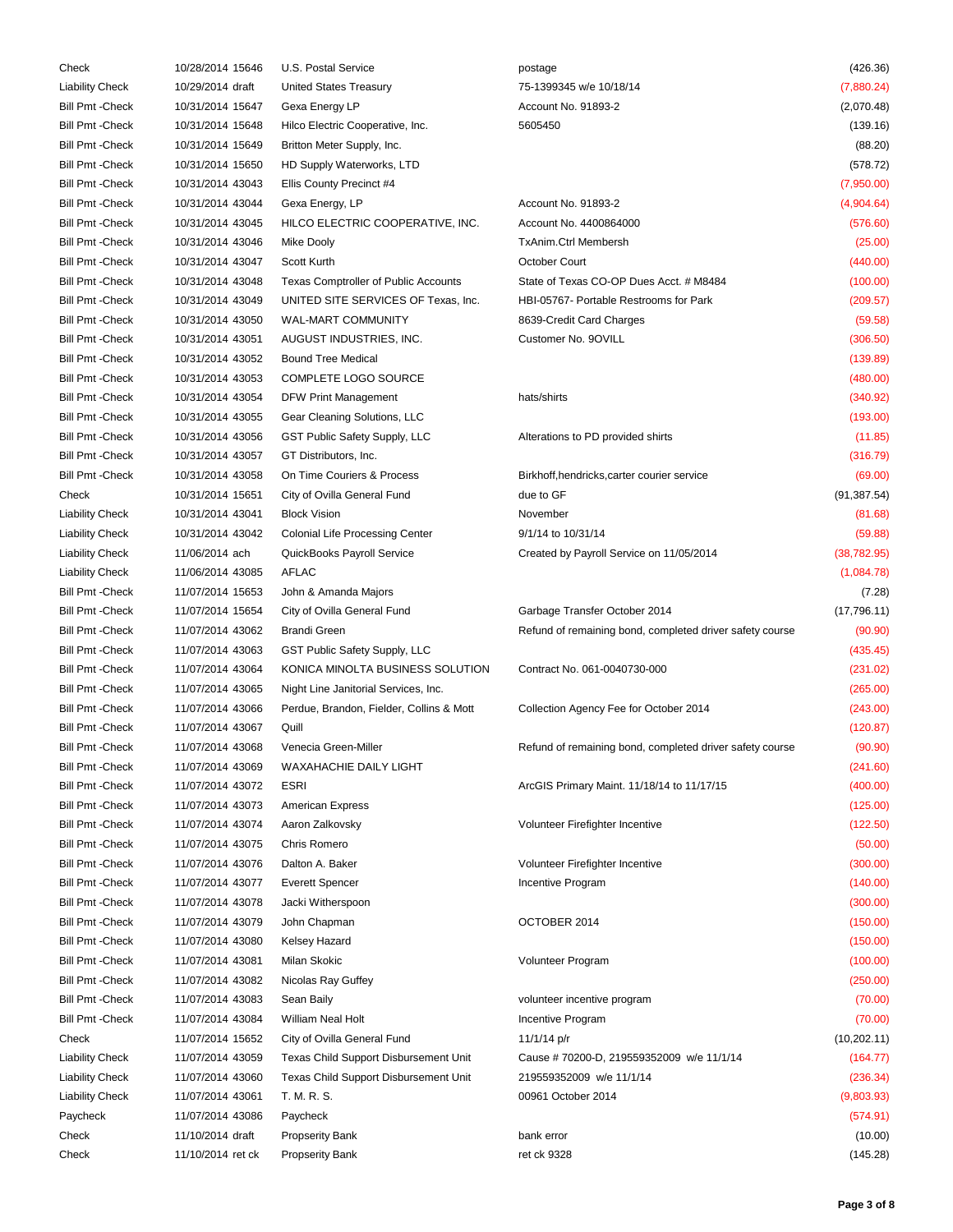| | | | | | |
|---|---|---|---|---|---|
| Check | 10/28/2014 | 15646 | U.S. Postal Service | postage | (426.36) |
| Liability Check | 10/29/2014 | draft | United States Treasury | 75-1399345 w/e 10/18/14 | (7,880.24) |
| Bill Pmt -Check | 10/31/2014 | 15647 | Gexa Energy LP | Account No. 91893-2 | (2,070.48) |
| Bill Pmt -Check | 10/31/2014 | 15648 | Hilco Electric Cooperative, Inc. | 5605450 | (139.16) |
| Bill Pmt -Check | 10/31/2014 | 15649 | Britton Meter Supply, Inc. | | (88.20) |
| Bill Pmt -Check | 10/31/2014 | 15650 | HD Supply Waterworks, LTD | | (578.72) |
| Bill Pmt -Check | 10/31/2014 | 43043 | Ellis County Precinct #4 | | (7,950.00) |
| Bill Pmt -Check | 10/31/2014 | 43044 | Gexa Energy, LP | Account No. 91893-2 | (4,904.64) |
| Bill Pmt -Check | 10/31/2014 | 43045 | HILCO ELECTRIC COOPERATIVE, INC. | Account No. 4400864000 | (576.60) |
| Bill Pmt -Check | 10/31/2014 | 43046 | Mike Dooly | TxAnim.Ctrl Membersh | (25.00) |
| Bill Pmt -Check | 10/31/2014 | 43047 | Scott Kurth | October Court | (440.00) |
| Bill Pmt -Check | 10/31/2014 | 43048 | Texas Comptroller of Public Accounts | State of Texas CO-OP Dues Acct. # M8484 | (100.00) |
| Bill Pmt -Check | 10/31/2014 | 43049 | UNITED SITE SERVICES OF Texas, Inc. | HBI-05767- Portable Restrooms for Park | (209.57) |
| Bill Pmt -Check | 10/31/2014 | 43050 | WAL-MART COMMUNITY | 8639-Credit Card Charges | (59.58) |
| Bill Pmt -Check | 10/31/2014 | 43051 | AUGUST INDUSTRIES, INC. | Customer No. 9OVILL | (306.50) |
| Bill Pmt -Check | 10/31/2014 | 43052 | Bound Tree Medical | | (139.89) |
| Bill Pmt -Check | 10/31/2014 | 43053 | COMPLETE LOGO SOURCE | | (480.00) |
| Bill Pmt -Check | 10/31/2014 | 43054 | DFW Print Management | hats/shirts | (340.92) |
| Bill Pmt -Check | 10/31/2014 | 43055 | Gear Cleaning Solutions, LLC | | (193.00) |
| Bill Pmt -Check | 10/31/2014 | 43056 | GST Public Safety Supply, LLC | Alterations to PD provided shirts | (11.85) |
| Bill Pmt -Check | 10/31/2014 | 43057 | GT Distributors, Inc. | | (316.79) |
| Bill Pmt -Check | 10/31/2014 | 43058 | On Time Couriers & Process | Birkhoff,hendricks,carter courier service | (69.00) |
| Check | 10/31/2014 | 15651 | City of Ovilla General Fund | due to GF | (91,387.54) |
| Liability Check | 10/31/2014 | 43041 | Block Vision | November | (81.68) |
| Liability Check | 10/31/2014 | 43042 | Colonial Life Processing Center | 9/1/14 to 10/31/14 | (59.88) |
| Liability Check | 11/06/2014 | ach | QuickBooks Payroll Service | Created by Payroll Service on 11/05/2014 | (38,782.95) |
| Liability Check | 11/06/2014 | 43085 | AFLAC | | (1,084.78) |
| Bill Pmt -Check | 11/07/2014 | 15653 | John & Amanda Majors | | (7.28) |
| Bill Pmt -Check | 11/07/2014 | 15654 | City of Ovilla General Fund | Garbage Transfer October 2014 | (17,796.11) |
| Bill Pmt -Check | 11/07/2014 | 43062 | Brandi Green | Refund of remaining bond, completed driver safety course | (90.90) |
| Bill Pmt -Check | 11/07/2014 | 43063 | GST Public Safety Supply, LLC | | (435.45) |
| Bill Pmt -Check | 11/07/2014 | 43064 | KONICA MINOLTA BUSINESS SOLUTION | Contract No. 061-0040730-000 | (231.02) |
| Bill Pmt -Check | 11/07/2014 | 43065 | Night Line Janitorial Services, Inc. | | (265.00) |
| Bill Pmt -Check | 11/07/2014 | 43066 | Perdue, Brandon, Fielder, Collins & Mott | Collection Agency Fee for October 2014 | (243.00) |
| Bill Pmt -Check | 11/07/2014 | 43067 | Quill | | (120.87) |
| Bill Pmt -Check | 11/07/2014 | 43068 | Venecia Green-Miller | Refund of remaining bond, completed driver safety course | (90.90) |
| Bill Pmt -Check | 11/07/2014 | 43069 | WAXAHACHIE DAILY LIGHT | | (241.60) |
| Bill Pmt -Check | 11/07/2014 | 43072 | ESRI | ArcGIS Primary Maint. 11/18/14 to 11/17/15 | (400.00) |
| Bill Pmt -Check | 11/07/2014 | 43073 | American Express | | (125.00) |
| Bill Pmt -Check | 11/07/2014 | 43074 | Aaron Zalkovsky | Volunteer Firefighter Incentive | (122.50) |
| Bill Pmt -Check | 11/07/2014 | 43075 | Chris Romero | | (50.00) |
| Bill Pmt -Check | 11/07/2014 | 43076 | Dalton A. Baker | Volunteer Firefighter Incentive | (300.00) |
| Bill Pmt -Check | 11/07/2014 | 43077 | Everett Spencer | Incentive Program | (140.00) |
| Bill Pmt -Check | 11/07/2014 | 43078 | Jacki Witherspoon | | (300.00) |
| Bill Pmt -Check | 11/07/2014 | 43079 | John Chapman | OCTOBER 2014 | (150.00) |
| Bill Pmt -Check | 11/07/2014 | 43080 | Kelsey Hazard | | (150.00) |
| Bill Pmt -Check | 11/07/2014 | 43081 | Milan Skokic | Volunteer Program | (100.00) |
| Bill Pmt -Check | 11/07/2014 | 43082 | Nicolas Ray Guffey | | (250.00) |
| Bill Pmt -Check | 11/07/2014 | 43083 | Sean Baily | volunteer incentive program | (70.00) |
| Bill Pmt -Check | 11/07/2014 | 43084 | William Neal Holt | Incentive Program | (70.00) |
| Check | 11/07/2014 | 15652 | City of Ovilla General Fund | 11/1/14 p/r | (10,202.11) |
| Liability Check | 11/07/2014 | 43059 | Texas Child Support Disbursement Unit | Cause # 70200-D, 219559352009 w/e 11/1/14 | (164.77) |
| Liability Check | 11/07/2014 | 43060 | Texas Child Support Disbursement Unit | 219559352009 w/e 11/1/14 | (236.34) |
| Liability Check | 11/07/2014 | 43061 | T. M. R. S. | 00961 October 2014 | (9,803.93) |
| Paycheck | 11/07/2014 | 43086 | Paycheck | | (574.91) |
| Check | 11/10/2014 | draft | Propserity Bank | bank error | (10.00) |
| Check | 11/10/2014 | ret ck | Propserity Bank | ret ck 9328 | (145.28) |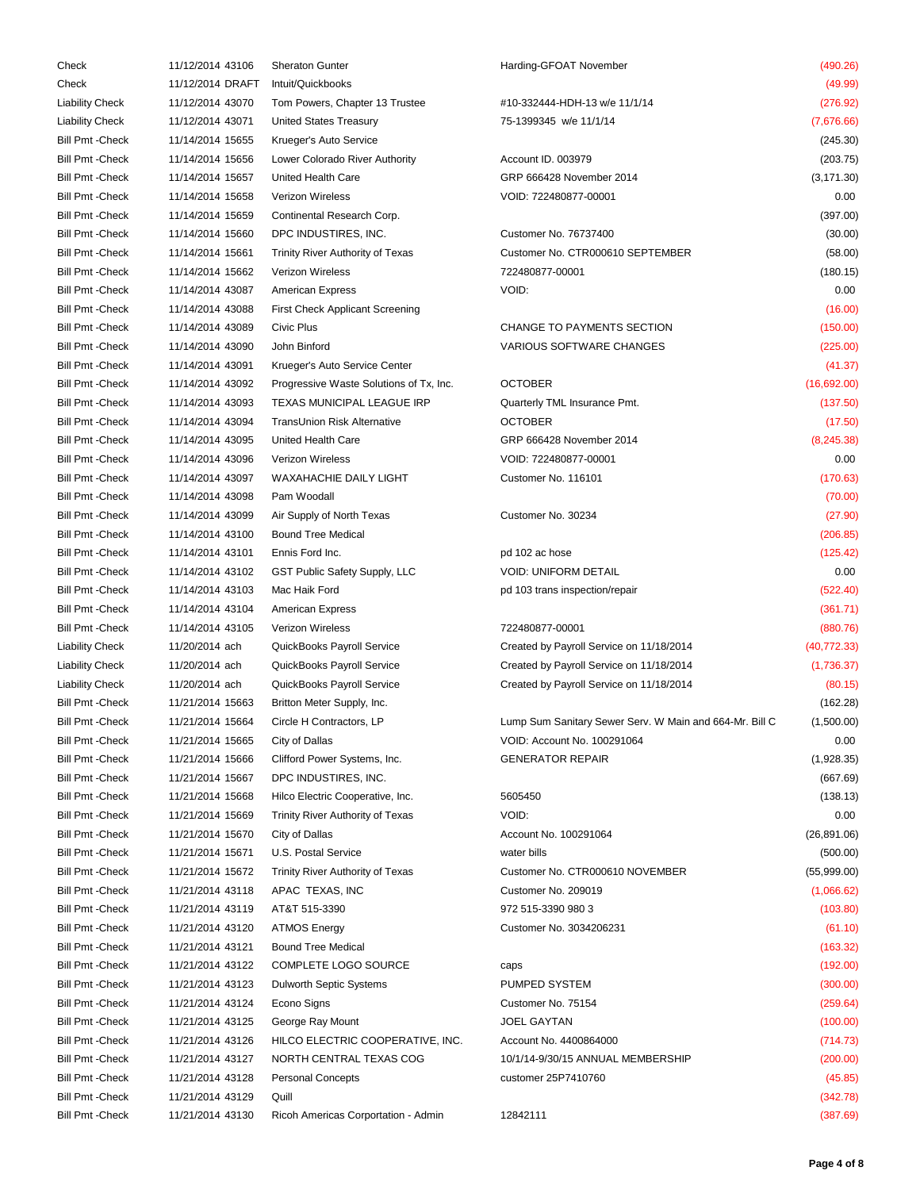| Type | Date | Num | Name | Memo | Amount |
|---|---|---|---|---|---|
| Check | 11/12/2014 | 43106 | Sheraton Gunter | Harding-GFOAT November | (490.26) |
| Check | 11/12/2014 | DRAFT | Intuit/Quickbooks | | (49.99) |
| Liability Check | 11/12/2014 | 43070 | Tom Powers, Chapter 13 Trustee | #10-332444-HDH-13 w/e 11/1/14 | (276.92) |
| Liability Check | 11/12/2014 | 43071 | United States Treasury | 75-1399345 w/e 11/1/14 | (7,676.66) |
| Bill Pmt -Check | 11/14/2014 | 15655 | Krueger's Auto Service | | (245.30) |
| Bill Pmt -Check | 11/14/2014 | 15656 | Lower Colorado River Authority | Account ID. 003979 | (203.75) |
| Bill Pmt -Check | 11/14/2014 | 15657 | United Health Care | GRP 666428 November 2014 | (3,171.30) |
| Bill Pmt -Check | 11/14/2014 | 15658 | Verizon Wireless | VOID: 722480877-00001 | 0.00 |
| Bill Pmt -Check | 11/14/2014 | 15659 | Continental Research Corp. | | (397.00) |
| Bill Pmt -Check | 11/14/2014 | 15660 | DPC INDUSTIRES, INC. | Customer No. 76737400 | (30.00) |
| Bill Pmt -Check | 11/14/2014 | 15661 | Trinity River Authority of Texas | Customer No. CTR000610 SEPTEMBER | (58.00) |
| Bill Pmt -Check | 11/14/2014 | 15662 | Verizon Wireless | 722480877-00001 | (180.15) |
| Bill Pmt -Check | 11/14/2014 | 43087 | American Express | VOID: | 0.00 |
| Bill Pmt -Check | 11/14/2014 | 43088 | First Check Applicant Screening | | (16.00) |
| Bill Pmt -Check | 11/14/2014 | 43089 | Civic Plus | CHANGE TO PAYMENTS SECTION | (150.00) |
| Bill Pmt -Check | 11/14/2014 | 43090 | John Binford | VARIOUS SOFTWARE CHANGES | (225.00) |
| Bill Pmt -Check | 11/14/2014 | 43091 | Krueger's Auto Service Center | | (41.37) |
| Bill Pmt -Check | 11/14/2014 | 43092 | Progressive Waste Solutions of Tx, Inc. | OCTOBER | (16,692.00) |
| Bill Pmt -Check | 11/14/2014 | 43093 | TEXAS MUNICIPAL LEAGUE IRP | Quarterly TML Insurance Pmt. | (137.50) |
| Bill Pmt -Check | 11/14/2014 | 43094 | TransUnion Risk Alternative | OCTOBER | (17.50) |
| Bill Pmt -Check | 11/14/2014 | 43095 | United Health Care | GRP 666428 November 2014 | (8,245.38) |
| Bill Pmt -Check | 11/14/2014 | 43096 | Verizon Wireless | VOID: 722480877-00001 | 0.00 |
| Bill Pmt -Check | 11/14/2014 | 43097 | WAXAHACHIE DAILY LIGHT | Customer No. 116101 | (170.63) |
| Bill Pmt -Check | 11/14/2014 | 43098 | Pam Woodall | | (70.00) |
| Bill Pmt -Check | 11/14/2014 | 43099 | Air Supply of North Texas | Customer No. 30234 | (27.90) |
| Bill Pmt -Check | 11/14/2014 | 43100 | Bound Tree Medical | | (206.85) |
| Bill Pmt -Check | 11/14/2014 | 43101 | Ennis Ford Inc. | pd 102 ac hose | (125.42) |
| Bill Pmt -Check | 11/14/2014 | 43102 | GST Public Safety Supply, LLC | VOID: UNIFORM DETAIL | 0.00 |
| Bill Pmt -Check | 11/14/2014 | 43103 | Mac Haik Ford | pd 103 trans inspection/repair | (522.40) |
| Bill Pmt -Check | 11/14/2014 | 43104 | American Express | | (361.71) |
| Bill Pmt -Check | 11/14/2014 | 43105 | Verizon Wireless | 722480877-00001 | (880.76) |
| Liability Check | 11/20/2014 | ach | QuickBooks Payroll Service | Created by Payroll Service on 11/18/2014 | (40,772.33) |
| Liability Check | 11/20/2014 | ach | QuickBooks Payroll Service | Created by Payroll Service on 11/18/2014 | (1,736.37) |
| Liability Check | 11/20/2014 | ach | QuickBooks Payroll Service | Created by Payroll Service on 11/18/2014 | (80.15) |
| Bill Pmt -Check | 11/21/2014 | 15663 | Britton Meter Supply, Inc. | | (162.28) |
| Bill Pmt -Check | 11/21/2014 | 15664 | Circle H Contractors, LP | Lump Sum Sanitary Sewer Serv. W Main and 664-Mr. Bill C | (1,500.00) |
| Bill Pmt -Check | 11/21/2014 | 15665 | City of Dallas | VOID: Account No. 100291064 | 0.00 |
| Bill Pmt -Check | 11/21/2014 | 15666 | Clifford Power Systems, Inc. | GENERATOR REPAIR | (1,928.35) |
| Bill Pmt -Check | 11/21/2014 | 15667 | DPC INDUSTIRES, INC. | | (667.69) |
| Bill Pmt -Check | 11/21/2014 | 15668 | Hilco Electric Cooperative, Inc. | 5605450 | (138.13) |
| Bill Pmt -Check | 11/21/2014 | 15669 | Trinity River Authority of Texas | VOID: | 0.00 |
| Bill Pmt -Check | 11/21/2014 | 15670 | City of Dallas | Account No. 100291064 | (26,891.06) |
| Bill Pmt -Check | 11/21/2014 | 15671 | U.S. Postal Service | water bills | (500.00) |
| Bill Pmt -Check | 11/21/2014 | 15672 | Trinity River Authority of Texas | Customer No. CTR000610 NOVEMBER | (55,999.00) |
| Bill Pmt -Check | 11/21/2014 | 43118 | APAC TEXAS, INC | Customer No. 209019 | (1,066.62) |
| Bill Pmt -Check | 11/21/2014 | 43119 | AT&T 515-3390 | 972 515-3390 980 3 | (103.80) |
| Bill Pmt -Check | 11/21/2014 | 43120 | ATMOS Energy | Customer No. 3034206231 | (61.10) |
| Bill Pmt -Check | 11/21/2014 | 43121 | Bound Tree Medical | | (163.32) |
| Bill Pmt -Check | 11/21/2014 | 43122 | COMPLETE LOGO SOURCE | caps | (192.00) |
| Bill Pmt -Check | 11/21/2014 | 43123 | Dulworth Septic Systems | PUMPED SYSTEM | (300.00) |
| Bill Pmt -Check | 11/21/2014 | 43124 | Econo Signs | Customer No. 75154 | (259.64) |
| Bill Pmt -Check | 11/21/2014 | 43125 | George Ray Mount | JOEL GAYTAN | (100.00) |
| Bill Pmt -Check | 11/21/2014 | 43126 | HILCO ELECTRIC COOPERATIVE, INC. | Account No. 4400864000 | (714.73) |
| Bill Pmt -Check | 11/21/2014 | 43127 | NORTH CENTRAL TEXAS COG | 10/1/14-9/30/15 ANNUAL MEMBERSHIP | (200.00) |
| Bill Pmt -Check | 11/21/2014 | 43128 | Personal Concepts | customer 25P7410760 | (45.85) |
| Bill Pmt -Check | 11/21/2014 | 43129 | Quill | | (342.78) |
| Bill Pmt -Check | 11/21/2014 | 43130 | Ricoh Americas Corportation - Admin | 12842111 | (387.69) |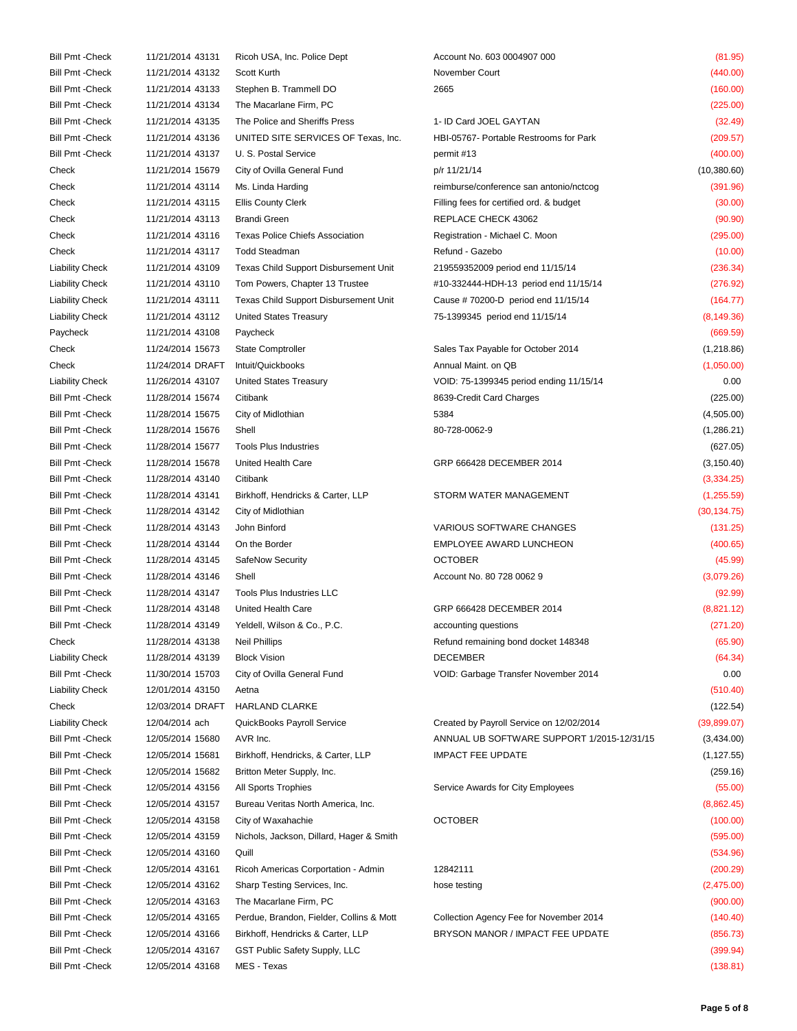| | | | | | |
|---|---|---|---|---|---|
| Bill Pmt -Check | 11/21/2014 | 43131 | Ricoh USA, Inc. Police Dept | Account No. 603 0004907 000 | (81.95) |
| Bill Pmt -Check | 11/21/2014 | 43132 | Scott Kurth | November Court | (440.00) |
| Bill Pmt -Check | 11/21/2014 | 43133 | Stephen B. Trammell DO | 2665 | (160.00) |
| Bill Pmt -Check | 11/21/2014 | 43134 | The Macarlane Firm, PC | | (225.00) |
| Bill Pmt -Check | 11/21/2014 | 43135 | The Police and Sheriffs Press | 1- ID Card JOEL GAYTAN | (32.49) |
| Bill Pmt -Check | 11/21/2014 | 43136 | UNITED SITE SERVICES OF Texas, Inc. | HBI-05767- Portable Restrooms for Park | (209.57) |
| Bill Pmt -Check | 11/21/2014 | 43137 | U. S. Postal Service | permit #13 | (400.00) |
| Check | 11/21/2014 | 15679 | City of Ovilla General Fund | p/r 11/21/14 | (10,380.60) |
| Check | 11/21/2014 | 43114 | Ms. Linda Harding | reimburse/conference san antonio/nctcog | (391.96) |
| Check | 11/21/2014 | 43115 | Ellis County Clerk | Filling fees for certified ord. & budget | (30.00) |
| Check | 11/21/2014 | 43113 | Brandi Green | REPLACE CHECK 43062 | (90.90) |
| Check | 11/21/2014 | 43116 | Texas Police Chiefs Association | Registration - Michael C. Moon | (295.00) |
| Check | 11/21/2014 | 43117 | Todd Steadman | Refund - Gazebo | (10.00) |
| Liability Check | 11/21/2014 | 43109 | Texas Child Support Disbursement Unit | 219559352009 period end 11/15/14 | (236.34) |
| Liability Check | 11/21/2014 | 43110 | Tom Powers, Chapter 13 Trustee | #10-332444-HDH-13 period end 11/15/14 | (276.92) |
| Liability Check | 11/21/2014 | 43111 | Texas Child Support Disbursement Unit | Cause # 70200-D period end 11/15/14 | (164.77) |
| Liability Check | 11/21/2014 | 43112 | United States Treasury | 75-1399345 period end 11/15/14 | (8,149.36) |
| Paycheck | 11/21/2014 | 43108 | Paycheck | | (669.59) |
| Check | 11/24/2014 | 15673 | State Comptroller | Sales Tax Payable for October 2014 | (1,218.86) |
| Check | 11/24/2014 | DRAFT | Intuit/Quickbooks | Annual Maint. on QB | (1,050.00) |
| Liability Check | 11/26/2014 | 43107 | United States Treasury | VOID: 75-1399345 period ending 11/15/14 | 0.00 |
| Bill Pmt -Check | 11/28/2014 | 15674 | Citibank | 8639-Credit Card Charges | (225.00) |
| Bill Pmt -Check | 11/28/2014 | 15675 | City of Midlothian | 5384 | (4,505.00) |
| Bill Pmt -Check | 11/28/2014 | 15676 | Shell | 80-728-0062-9 | (1,286.21) |
| Bill Pmt -Check | 11/28/2014 | 15677 | Tools Plus Industries | | (627.05) |
| Bill Pmt -Check | 11/28/2014 | 15678 | United Health Care | GRP 666428 DECEMBER 2014 | (3,150.40) |
| Bill Pmt -Check | 11/28/2014 | 43140 | Citibank | | (3,334.25) |
| Bill Pmt -Check | 11/28/2014 | 43141 | Birkhoff, Hendricks & Carter, LLP | STORM WATER MANAGEMENT | (1,255.59) |
| Bill Pmt -Check | 11/28/2014 | 43142 | City of Midlothian | | (30,134.75) |
| Bill Pmt -Check | 11/28/2014 | 43143 | John Binford | VARIOUS SOFTWARE CHANGES | (131.25) |
| Bill Pmt -Check | 11/28/2014 | 43144 | On the Border | EMPLOYEE AWARD LUNCHEON | (400.65) |
| Bill Pmt -Check | 11/28/2014 | 43145 | SafeNow Security | OCTOBER | (45.99) |
| Bill Pmt -Check | 11/28/2014 | 43146 | Shell | Account No. 80 728 0062 9 | (3,079.26) |
| Bill Pmt -Check | 11/28/2014 | 43147 | Tools Plus Industries LLC | | (92.99) |
| Bill Pmt -Check | 11/28/2014 | 43148 | United Health Care | GRP 666428 DECEMBER 2014 | (8,821.12) |
| Bill Pmt -Check | 11/28/2014 | 43149 | Yeldell, Wilson & Co., P.C. | accounting questions | (271.20) |
| Check | 11/28/2014 | 43138 | Neil Phillips | Refund remaining bond docket 148348 | (65.90) |
| Liability Check | 11/28/2014 | 43139 | Block Vision | DECEMBER | (64.34) |
| Bill Pmt -Check | 11/30/2014 | 15703 | City of Ovilla General Fund | VOID: Garbage Transfer November 2014 | 0.00 |
| Liability Check | 12/01/2014 | 43150 | Aetna | | (510.40) |
| Check | 12/03/2014 | DRAFT | HARLAND CLARKE | | (122.54) |
| Liability Check | 12/04/2014 | ach | QuickBooks Payroll Service | Created by Payroll Service on 12/02/2014 | (39,899.07) |
| Bill Pmt -Check | 12/05/2014 | 15680 | AVR Inc. | ANNUAL UB SOFTWARE SUPPORT 1/2015-12/31/15 | (3,434.00) |
| Bill Pmt -Check | 12/05/2014 | 15681 | Birkhoff, Hendricks, & Carter, LLP | IMPACT FEE UPDATE | (1,127.55) |
| Bill Pmt -Check | 12/05/2014 | 15682 | Britton Meter Supply, Inc. | | (259.16) |
| Bill Pmt -Check | 12/05/2014 | 43156 | All Sports Trophies | Service Awards for City Employees | (55.00) |
| Bill Pmt -Check | 12/05/2014 | 43157 | Bureau Veritas North America, Inc. | | (8,862.45) |
| Bill Pmt -Check | 12/05/2014 | 43158 | City of Waxahachie | OCTOBER | (100.00) |
| Bill Pmt -Check | 12/05/2014 | 43159 | Nichols, Jackson, Dillard, Hager & Smith | | (595.00) |
| Bill Pmt -Check | 12/05/2014 | 43160 | Quill | | (534.96) |
| Bill Pmt -Check | 12/05/2014 | 43161 | Ricoh Americas Corportation - Admin | 12842111 | (200.29) |
| Bill Pmt -Check | 12/05/2014 | 43162 | Sharp Testing Services, Inc. | hose testing | (2,475.00) |
| Bill Pmt -Check | 12/05/2014 | 43163 | The Macarlane Firm, PC | | (900.00) |
| Bill Pmt -Check | 12/05/2014 | 43165 | Perdue, Brandon, Fielder, Collins & Mott | Collection Agency Fee for November 2014 | (140.40) |
| Bill Pmt -Check | 12/05/2014 | 43166 | Birkhoff, Hendricks & Carter, LLP | BRYSON MANOR / IMPACT FEE UPDATE | (856.73) |
| Bill Pmt -Check | 12/05/2014 | 43167 | GST Public Safety Supply, LLC | | (399.94) |
| Bill Pmt -Check | 12/05/2014 | 43168 | MES - Texas | | (138.81) |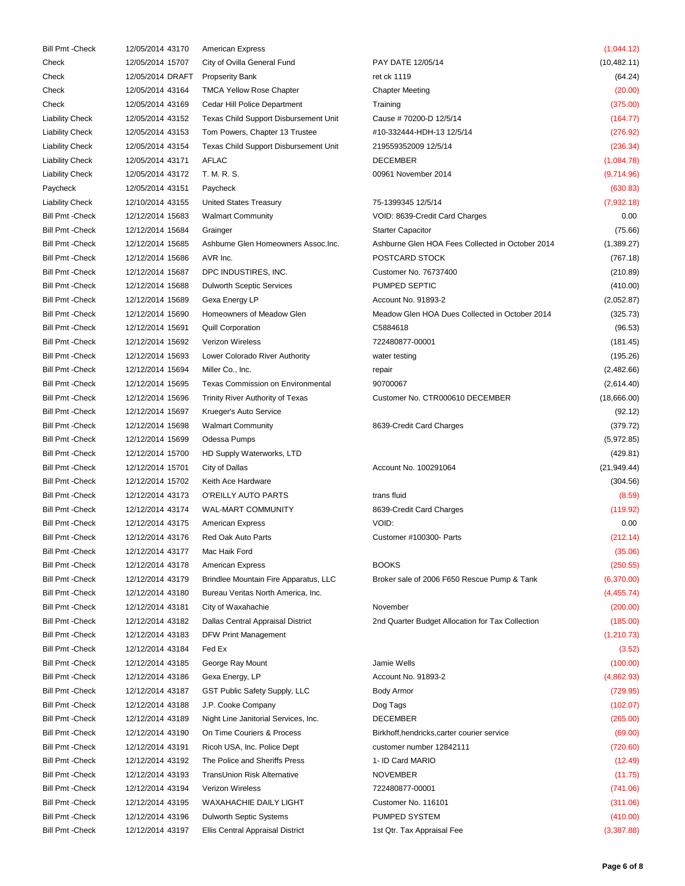| Type | Date | Num | Name | Memo | Amount |
|---|---|---|---|---|---|
| Bill Pmt -Check | 12/05/2014 | 43170 | American Express | | (1,044.12) |
| Check | 12/05/2014 | 15707 | City of Ovilla General Fund | PAY DATE 12/05/14 | (10,482.11) |
| Check | 12/05/2014 | DRAFT | Propserity Bank | ret ck 1119 | (64.24) |
| Check | 12/05/2014 | 43164 | TMCA Yellow Rose Chapter | Chapter Meeting | (20.00) |
| Check | 12/05/2014 | 43169 | Cedar Hill Police Department | Training | (375.00) |
| Liability Check | 12/05/2014 | 43152 | Texas Child Support Disbursement Unit | Cause # 70200-D 12/5/14 | (164.77) |
| Liability Check | 12/05/2014 | 43153 | Tom Powers, Chapter 13 Trustee | #10-332444-HDH-13 12/5/14 | (276.92) |
| Liability Check | 12/05/2014 | 43154 | Texas Child Support Disbursement Unit | 219559352009 12/5/14 | (236.34) |
| Liability Check | 12/05/2014 | 43171 | AFLAC | DECEMBER | (1,084.78) |
| Liability Check | 12/05/2014 | 43172 | T. M. R. S. | 00961 November 2014 | (9,714.96) |
| Paycheck | 12/05/2014 | 43151 | Paycheck | | (630.83) |
| Liability Check | 12/10/2014 | 43155 | United States Treasury | 75-1399345 12/5/14 | (7,932.18) |
| Bill Pmt -Check | 12/12/2014 | 15683 | Walmart Community | VOID: 8639-Credit Card Charges | 0.00 |
| Bill Pmt -Check | 12/12/2014 | 15684 | Grainger | Starter Capacitor | (75.66) |
| Bill Pmt -Check | 12/12/2014 | 15685 | Ashburne Glen Homeowners Assoc.Inc. | Ashburne Glen HOA Fees Collected in October 2014 | (1,389.27) |
| Bill Pmt -Check | 12/12/2014 | 15686 | AVR Inc. | POSTCARD STOCK | (767.18) |
| Bill Pmt -Check | 12/12/2014 | 15687 | DPC INDUSTIRES, INC. | Customer No. 76737400 | (210.89) |
| Bill Pmt -Check | 12/12/2014 | 15688 | Dulworth Sceptic Services | PUMPED SEPTIC | (410.00) |
| Bill Pmt -Check | 12/12/2014 | 15689 | Gexa Energy LP | Account No. 91893-2 | (2,052.87) |
| Bill Pmt -Check | 12/12/2014 | 15690 | Homeowners of Meadow Glen | Meadow Glen HOA Dues Collected in October 2014 | (325.73) |
| Bill Pmt -Check | 12/12/2014 | 15691 | Quill Corporation | C5884618 | (96.53) |
| Bill Pmt -Check | 12/12/2014 | 15692 | Verizon Wireless | 722480877-00001 | (181.45) |
| Bill Pmt -Check | 12/12/2014 | 15693 | Lower Colorado River Authority | water testing | (195.26) |
| Bill Pmt -Check | 12/12/2014 | 15694 | Miller Co., Inc. | repair | (2,482.66) |
| Bill Pmt -Check | 12/12/2014 | 15695 | Texas Commission on Environmental | 90700067 | (2,614.40) |
| Bill Pmt -Check | 12/12/2014 | 15696 | Trinity River Authority of Texas | Customer No. CTR000610 DECEMBER | (18,666.00) |
| Bill Pmt -Check | 12/12/2014 | 15697 | Krueger's Auto Service | | (92.12) |
| Bill Pmt -Check | 12/12/2014 | 15698 | Walmart Community | 8639-Credit Card Charges | (379.72) |
| Bill Pmt -Check | 12/12/2014 | 15699 | Odessa Pumps | | (5,972.85) |
| Bill Pmt -Check | 12/12/2014 | 15700 | HD Supply Waterworks, LTD | | (429.81) |
| Bill Pmt -Check | 12/12/2014 | 15701 | City of Dallas | Account No. 100291064 | (21,949.44) |
| Bill Pmt -Check | 12/12/2014 | 15702 | Keith Ace Hardware | | (304.56) |
| Bill Pmt -Check | 12/12/2014 | 43173 | O'REILLY AUTO PARTS | trans fluid | (8.59) |
| Bill Pmt -Check | 12/12/2014 | 43174 | WAL-MART COMMUNITY | 8639-Credit Card Charges | (119.92) |
| Bill Pmt -Check | 12/12/2014 | 43175 | American Express | VOID: | 0.00 |
| Bill Pmt -Check | 12/12/2014 | 43176 | Red Oak Auto Parts | Customer #100300- Parts | (212.14) |
| Bill Pmt -Check | 12/12/2014 | 43177 | Mac Haik Ford | | (35.06) |
| Bill Pmt -Check | 12/12/2014 | 43178 | American Express | BOOKS | (250.55) |
| Bill Pmt -Check | 12/12/2014 | 43179 | Brindlee Mountain Fire Apparatus, LLC | Broker sale of 2006 F650 Rescue Pump & Tank | (6,370.00) |
| Bill Pmt -Check | 12/12/2014 | 43180 | Bureau Veritas North America, Inc. | | (4,455.74) |
| Bill Pmt -Check | 12/12/2014 | 43181 | City of Waxahachie | November | (200.00) |
| Bill Pmt -Check | 12/12/2014 | 43182 | Dallas Central Appraisal District | 2nd Quarter Budget Allocation for Tax Collection | (185.00) |
| Bill Pmt -Check | 12/12/2014 | 43183 | DFW Print Management | | (1,210.73) |
| Bill Pmt -Check | 12/12/2014 | 43184 | Fed Ex | | (3.52) |
| Bill Pmt -Check | 12/12/2014 | 43185 | George Ray Mount | Jamie Wells | (100.00) |
| Bill Pmt -Check | 12/12/2014 | 43186 | Gexa Energy, LP | Account No. 91893-2 | (4,862.93) |
| Bill Pmt -Check | 12/12/2014 | 43187 | GST Public Safety Supply, LLC | Body Armor | (729.95) |
| Bill Pmt -Check | 12/12/2014 | 43188 | J.P. Cooke Company | Dog Tags | (102.07) |
| Bill Pmt -Check | 12/12/2014 | 43189 | Night Line Janitorial Services, Inc. | DECEMBER | (265.00) |
| Bill Pmt -Check | 12/12/2014 | 43190 | On Time Couriers & Process | Birkhoff,hendricks,carter courier service | (69.00) |
| Bill Pmt -Check | 12/12/2014 | 43191 | Ricoh USA, Inc. Police Dept | customer number 12842111 | (720.60) |
| Bill Pmt -Check | 12/12/2014 | 43192 | The Police and Sheriffs Press | 1- ID Card MARIO | (12.49) |
| Bill Pmt -Check | 12/12/2014 | 43193 | TransUnion Risk Alternative | NOVEMBER | (11.75) |
| Bill Pmt -Check | 12/12/2014 | 43194 | Verizon Wireless | 722480877-00001 | (741.06) |
| Bill Pmt -Check | 12/12/2014 | 43195 | WAXAHACHIE DAILY LIGHT | Customer No. 116101 | (311.06) |
| Bill Pmt -Check | 12/12/2014 | 43196 | Dulworth Septic Systems | PUMPED SYSTEM | (410.00) |
| Bill Pmt -Check | 12/12/2014 | 43197 | Ellis Central Appraisal District | 1st Qtr. Tax Appraisal Fee | (3,387.88) |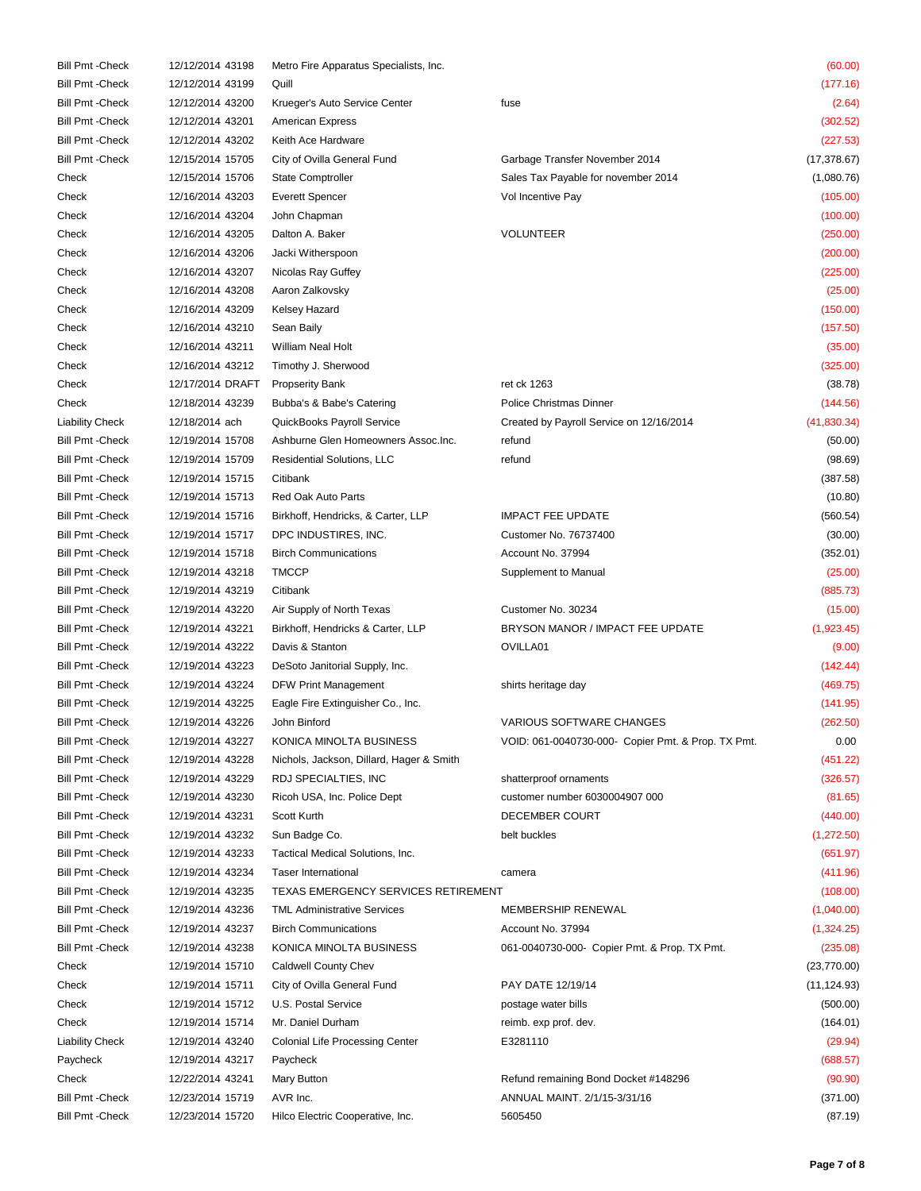| | | | | | |
|---|---|---|---|---|---|
| Bill Pmt -Check | 12/12/2014 | 43198 | Metro Fire Apparatus Specialists, Inc. | | (60.00) |
| Bill Pmt -Check | 12/12/2014 | 43199 | Quill | | (177.16) |
| Bill Pmt -Check | 12/12/2014 | 43200 | Krueger's Auto Service Center | fuse | (2.64) |
| Bill Pmt -Check | 12/12/2014 | 43201 | American Express | | (302.52) |
| Bill Pmt -Check | 12/12/2014 | 43202 | Keith Ace Hardware | | (227.53) |
| Bill Pmt -Check | 12/15/2014 | 15705 | City of Ovilla General Fund | Garbage Transfer November 2014 | (17,378.67) |
| Check | 12/15/2014 | 15706 | State Comptroller | Sales Tax Payable for november 2014 | (1,080.76) |
| Check | 12/16/2014 | 43203 | Everett Spencer | Vol Incentive Pay | (105.00) |
| Check | 12/16/2014 | 43204 | John Chapman | | (100.00) |
| Check | 12/16/2014 | 43205 | Dalton A. Baker | VOLUNTEER | (250.00) |
| Check | 12/16/2014 | 43206 | Jacki Witherspoon | | (200.00) |
| Check | 12/16/2014 | 43207 | Nicolas Ray Guffey | | (225.00) |
| Check | 12/16/2014 | 43208 | Aaron Zalkovsky | | (25.00) |
| Check | 12/16/2014 | 43209 | Kelsey Hazard | | (150.00) |
| Check | 12/16/2014 | 43210 | Sean Baily | | (157.50) |
| Check | 12/16/2014 | 43211 | William Neal Holt | | (35.00) |
| Check | 12/16/2014 | 43212 | Timothy J. Sherwood | | (325.00) |
| Check | 12/17/2014 | DRAFT | Propserity Bank | ret ck 1263 | (38.78) |
| Check | 12/18/2014 | 43239 | Bubba's & Babe's Catering | Police Christmas Dinner | (144.56) |
| Liability Check | 12/18/2014 | ach | QuickBooks Payroll Service | Created by Payroll Service on 12/16/2014 | (41,830.34) |
| Bill Pmt -Check | 12/19/2014 | 15708 | Ashburne Glen Homeowners Assoc.Inc. | refund | (50.00) |
| Bill Pmt -Check | 12/19/2014 | 15709 | Residential Solutions, LLC | refund | (98.69) |
| Bill Pmt -Check | 12/19/2014 | 15715 | Citibank | | (387.58) |
| Bill Pmt -Check | 12/19/2014 | 15713 | Red Oak Auto Parts | | (10.80) |
| Bill Pmt -Check | 12/19/2014 | 15716 | Birkhoff, Hendricks, & Carter, LLP | IMPACT FEE UPDATE | (560.54) |
| Bill Pmt -Check | 12/19/2014 | 15717 | DPC INDUSTIRES, INC. | Customer No. 76737400 | (30.00) |
| Bill Pmt -Check | 12/19/2014 | 15718 | Birch Communications | Account No. 37994 | (352.01) |
| Bill Pmt -Check | 12/19/2014 | 43218 | TMCCP | Supplement to Manual | (25.00) |
| Bill Pmt -Check | 12/19/2014 | 43219 | Citibank | | (885.73) |
| Bill Pmt -Check | 12/19/2014 | 43220 | Air Supply of North Texas | Customer No. 30234 | (15.00) |
| Bill Pmt -Check | 12/19/2014 | 43221 | Birkhoff, Hendricks & Carter, LLP | BRYSON MANOR / IMPACT FEE UPDATE | (1,923.45) |
| Bill Pmt -Check | 12/19/2014 | 43222 | Davis & Stanton | OVILLA01 | (9.00) |
| Bill Pmt -Check | 12/19/2014 | 43223 | DeSoto Janitorial Supply, Inc. | | (142.44) |
| Bill Pmt -Check | 12/19/2014 | 43224 | DFW Print Management | shirts heritage day | (469.75) |
| Bill Pmt -Check | 12/19/2014 | 43225 | Eagle Fire Extinguisher Co., Inc. | | (141.95) |
| Bill Pmt -Check | 12/19/2014 | 43226 | John Binford | VARIOUS SOFTWARE CHANGES | (262.50) |
| Bill Pmt -Check | 12/19/2014 | 43227 | KONICA MINOLTA BUSINESS | VOID: 061-0040730-000- Copier Pmt. & Prop. TX Pmt. | 0.00 |
| Bill Pmt -Check | 12/19/2014 | 43228 | Nichols, Jackson, Dillard, Hager & Smith | | (451.22) |
| Bill Pmt -Check | 12/19/2014 | 43229 | RDJ SPECIALTIES, INC | shatterproof ornaments | (326.57) |
| Bill Pmt -Check | 12/19/2014 | 43230 | Ricoh USA, Inc. Police Dept | customer number 6030004907 000 | (81.65) |
| Bill Pmt -Check | 12/19/2014 | 43231 | Scott Kurth | DECEMBER COURT | (440.00) |
| Bill Pmt -Check | 12/19/2014 | 43232 | Sun Badge Co. | belt buckles | (1,272.50) |
| Bill Pmt -Check | 12/19/2014 | 43233 | Tactical Medical Solutions, Inc. | | (651.97) |
| Bill Pmt -Check | 12/19/2014 | 43234 | Taser International | camera | (411.96) |
| Bill Pmt -Check | 12/19/2014 | 43235 | TEXAS EMERGENCY SERVICES RETIREMENT | | (108.00) |
| Bill Pmt -Check | 12/19/2014 | 43236 | TML Administrative Services | MEMBERSHIP RENEWAL | (1,040.00) |
| Bill Pmt -Check | 12/19/2014 | 43237 | Birch Communications | Account No. 37994 | (1,324.25) |
| Bill Pmt -Check | 12/19/2014 | 43238 | KONICA MINOLTA BUSINESS | 061-0040730-000- Copier Pmt. & Prop. TX Pmt. | (235.08) |
| Check | 12/19/2014 | 15710 | Caldwell County Chev | | (23,770.00) |
| Check | 12/19/2014 | 15711 | City of Ovilla General Fund | PAY DATE 12/19/14 | (11,124.93) |
| Check | 12/19/2014 | 15712 | U.S. Postal Service | postage water bills | (500.00) |
| Check | 12/19/2014 | 15714 | Mr. Daniel Durham | reimb. exp prof. dev. | (164.01) |
| Liability Check | 12/19/2014 | 43240 | Colonial Life Processing Center | E3281110 | (29.94) |
| Paycheck | 12/19/2014 | 43217 | Paycheck | | (688.57) |
| Check | 12/22/2014 | 43241 | Mary Button | Refund remaining Bond Docket #148296 | (90.90) |
| Bill Pmt -Check | 12/23/2014 | 15719 | AVR Inc. | ANNUAL MAINT. 2/1/15-3/31/16 | (371.00) |
| Bill Pmt -Check | 12/23/2014 | 15720 | Hilco Electric Cooperative, Inc. | 5605450 | (87.19) |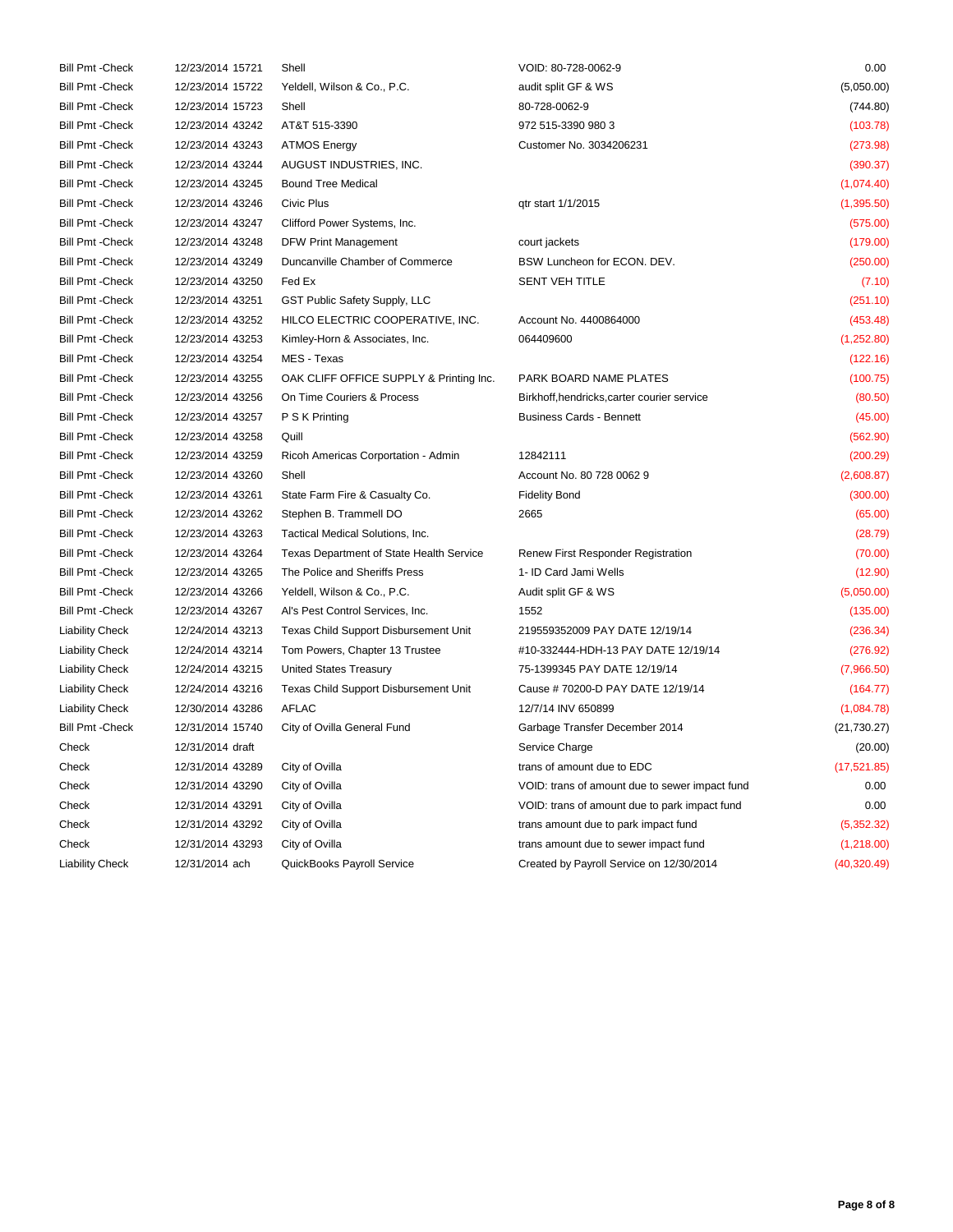| | | | | | |
|---|---|---|---|---|---|
| Bill Pmt -Check | 12/23/2014 | 15721 | Shell | VOID: 80-728-0062-9 | 0.00 |
| Bill Pmt -Check | 12/23/2014 | 15722 | Yeldell, Wilson & Co., P.C. | audit split GF & WS | (5,050.00) |
| Bill Pmt -Check | 12/23/2014 | 15723 | Shell | 80-728-0062-9 | (744.80) |
| Bill Pmt -Check | 12/23/2014 | 43242 | AT&T 515-3390 | 972 515-3390 980 3 | (103.78) |
| Bill Pmt -Check | 12/23/2014 | 43243 | ATMOS Energy | Customer No. 3034206231 | (273.98) |
| Bill Pmt -Check | 12/23/2014 | 43244 | AUGUST INDUSTRIES, INC. | | (390.37) |
| Bill Pmt -Check | 12/23/2014 | 43245 | Bound Tree Medical | | (1,074.40) |
| Bill Pmt -Check | 12/23/2014 | 43246 | Civic Plus | qtr start 1/1/2015 | (1,395.50) |
| Bill Pmt -Check | 12/23/2014 | 43247 | Clifford Power Systems, Inc. | | (575.00) |
| Bill Pmt -Check | 12/23/2014 | 43248 | DFW Print Management | court jackets | (179.00) |
| Bill Pmt -Check | 12/23/2014 | 43249 | Duncanville Chamber of Commerce | BSW Luncheon for ECON. DEV. | (250.00) |
| Bill Pmt -Check | 12/23/2014 | 43250 | Fed Ex | SENT VEH TITLE | (7.10) |
| Bill Pmt -Check | 12/23/2014 | 43251 | GST Public Safety Supply, LLC | | (251.10) |
| Bill Pmt -Check | 12/23/2014 | 43252 | HILCO ELECTRIC COOPERATIVE, INC. | Account No. 4400864000 | (453.48) |
| Bill Pmt -Check | 12/23/2014 | 43253 | Kimley-Horn & Associates, Inc. | 064409600 | (1,252.80) |
| Bill Pmt -Check | 12/23/2014 | 43254 | MES - Texas | | (122.16) |
| Bill Pmt -Check | 12/23/2014 | 43255 | OAK CLIFF OFFICE SUPPLY & Printing Inc. | PARK BOARD NAME PLATES | (100.75) |
| Bill Pmt -Check | 12/23/2014 | 43256 | On Time Couriers & Process | Birkhoff,hendricks,carter courier service | (80.50) |
| Bill Pmt -Check | 12/23/2014 | 43257 | P S K Printing | Business Cards - Bennett | (45.00) |
| Bill Pmt -Check | 12/23/2014 | 43258 | Quill | | (562.90) |
| Bill Pmt -Check | 12/23/2014 | 43259 | Ricoh Americas Corportation - Admin | 12842111 | (200.29) |
| Bill Pmt -Check | 12/23/2014 | 43260 | Shell | Account No. 80 728 0062 9 | (2,608.87) |
| Bill Pmt -Check | 12/23/2014 | 43261 | State Farm Fire & Casualty Co. | Fidelity Bond | (300.00) |
| Bill Pmt -Check | 12/23/2014 | 43262 | Stephen B. Trammell DO | 2665 | (65.00) |
| Bill Pmt -Check | 12/23/2014 | 43263 | Tactical Medical Solutions, Inc. | | (28.79) |
| Bill Pmt -Check | 12/23/2014 | 43264 | Texas Department of State Health Service | Renew First Responder Registration | (70.00) |
| Bill Pmt -Check | 12/23/2014 | 43265 | The Police and Sheriffs Press | 1- ID Card Jami Wells | (12.90) |
| Bill Pmt -Check | 12/23/2014 | 43266 | Yeldell, Wilson & Co., P.C. | Audit split GF & WS | (5,050.00) |
| Bill Pmt -Check | 12/23/2014 | 43267 | Al's Pest Control Services, Inc. | 1552 | (135.00) |
| Liability Check | 12/24/2014 | 43213 | Texas Child Support Disbursement Unit | 219559352009 PAY DATE 12/19/14 | (236.34) |
| Liability Check | 12/24/2014 | 43214 | Tom Powers, Chapter 13 Trustee | #10-332444-HDH-13 PAY DATE 12/19/14 | (276.92) |
| Liability Check | 12/24/2014 | 43215 | United States Treasury | 75-1399345 PAY DATE 12/19/14 | (7,966.50) |
| Liability Check | 12/24/2014 | 43216 | Texas Child Support Disbursement Unit | Cause # 70200-D PAY DATE 12/19/14 | (164.77) |
| Liability Check | 12/30/2014 | 43286 | AFLAC | 12/7/14 INV 650899 | (1,084.78) |
| Bill Pmt -Check | 12/31/2014 | 15740 | City of Ovilla General Fund | Garbage Transfer December 2014 | (21,730.27) |
| Check | 12/31/2014 | draft | | Service Charge | (20.00) |
| Check | 12/31/2014 | 43289 | City of Ovilla | trans of amount due to EDC | (17,521.85) |
| Check | 12/31/2014 | 43290 | City of Ovilla | VOID: trans of amount due to sewer impact fund | 0.00 |
| Check | 12/31/2014 | 43291 | City of Ovilla | VOID: trans of amount due to park impact fund | 0.00 |
| Check | 12/31/2014 | 43292 | City of Ovilla | trans amount due to park impact fund | (5,352.32) |
| Check | 12/31/2014 | 43293 | City of Ovilla | trans amount due to sewer impact fund | (1,218.00) |
| Liability Check | 12/31/2014 | ach | QuickBooks Payroll Service | Created by Payroll Service on 12/30/2014 | (40,320.49) |